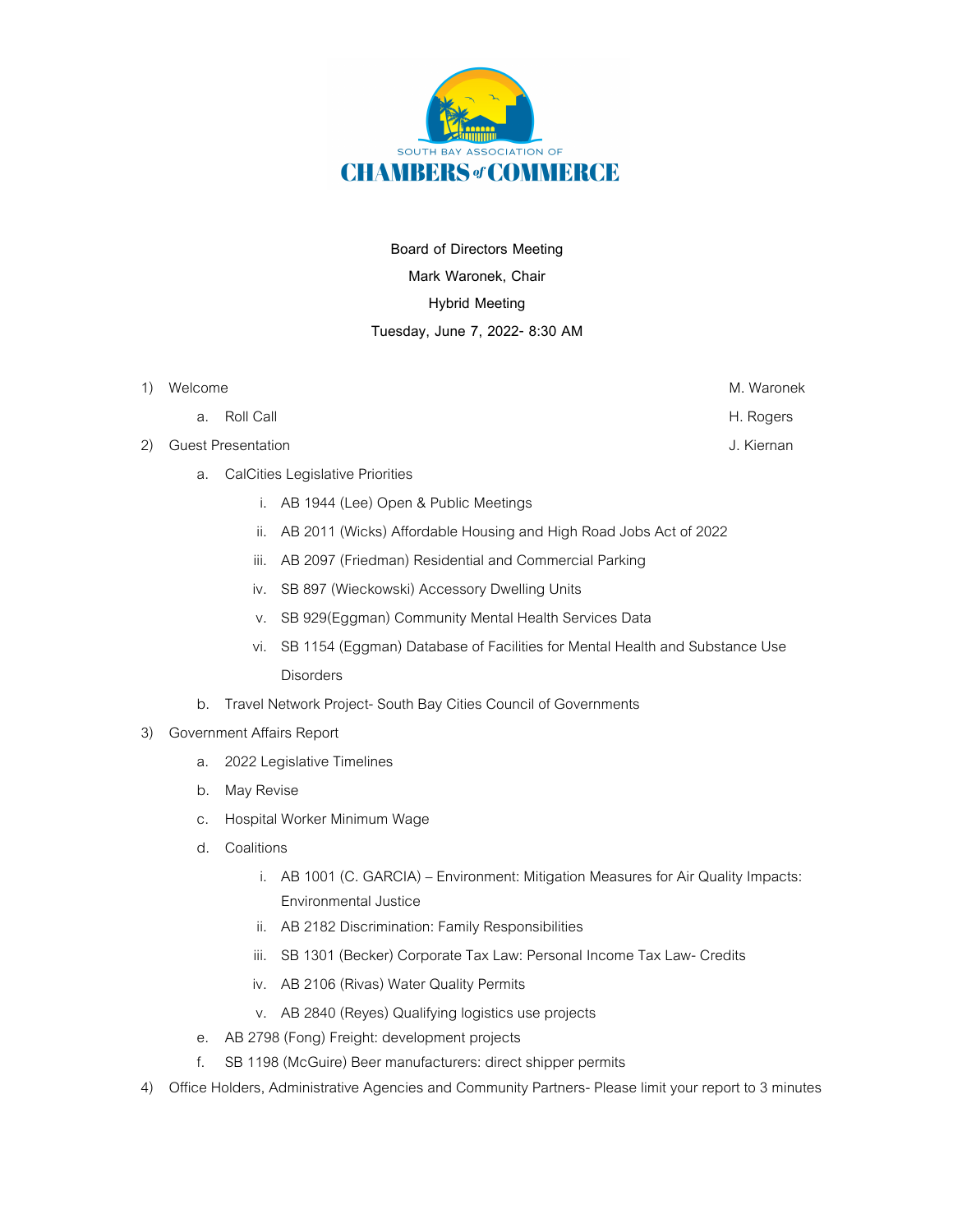SOUTH BAY ASSOCIATION OF
CHAMBERS of COMMERCE

**Board of Directors Meeting**

**Mark Waronek, Chair**

**Hybrid Meeting**

**Tuesday, June 7, 2022- 8:30 AM**

1) Welcome — M. Waronek
   a. Roll Call — H. Rogers
2) Guest Presentation — J. Kiernan
   a. CalCities Legislative Priorities
      i. AB 1944 (Lee) Open & Public Meetings
      ii. AB 2011 (Wicks) Affordable Housing and High Road Jobs Act of 2022
      iii. AB 2097 (Friedman) Residential and Commercial Parking
      iv. SB 897 (Wieckowski) Accessory Dwelling Units
      v. SB 929(Eggman) Community Mental Health Services Data
      vi. SB 1154 (Eggman) Database of Facilities for Mental Health and Substance Use Disorders
   b. Travel Network Project- South Bay Cities Council of Governments
3) Government Affairs Report
   a. 2022 Legislative Timelines
   b. May Revise
   c. Hospital Worker Minimum Wage
   d. Coalitions
      i. AB 1001 (C. GARCIA) – Environment: Mitigation Measures for Air Quality Impacts: Environmental Justice
      ii. AB 2182 Discrimination: Family Responsibilities
      iii. SB 1301 (Becker) Corporate Tax Law: Personal Income Tax Law- Credits
      iv. AB 2106 (Rivas) Water Quality Permits
      v. AB 2840 (Reyes) Qualifying logistics use projects
   e. AB 2798 (Fong) Freight: development projects
   f. SB 1198 (McGuire) Beer manufacturers: direct shipper permits
4) Office Holders, Administrative Agencies and Community Partners- Please limit your report to 3 minutes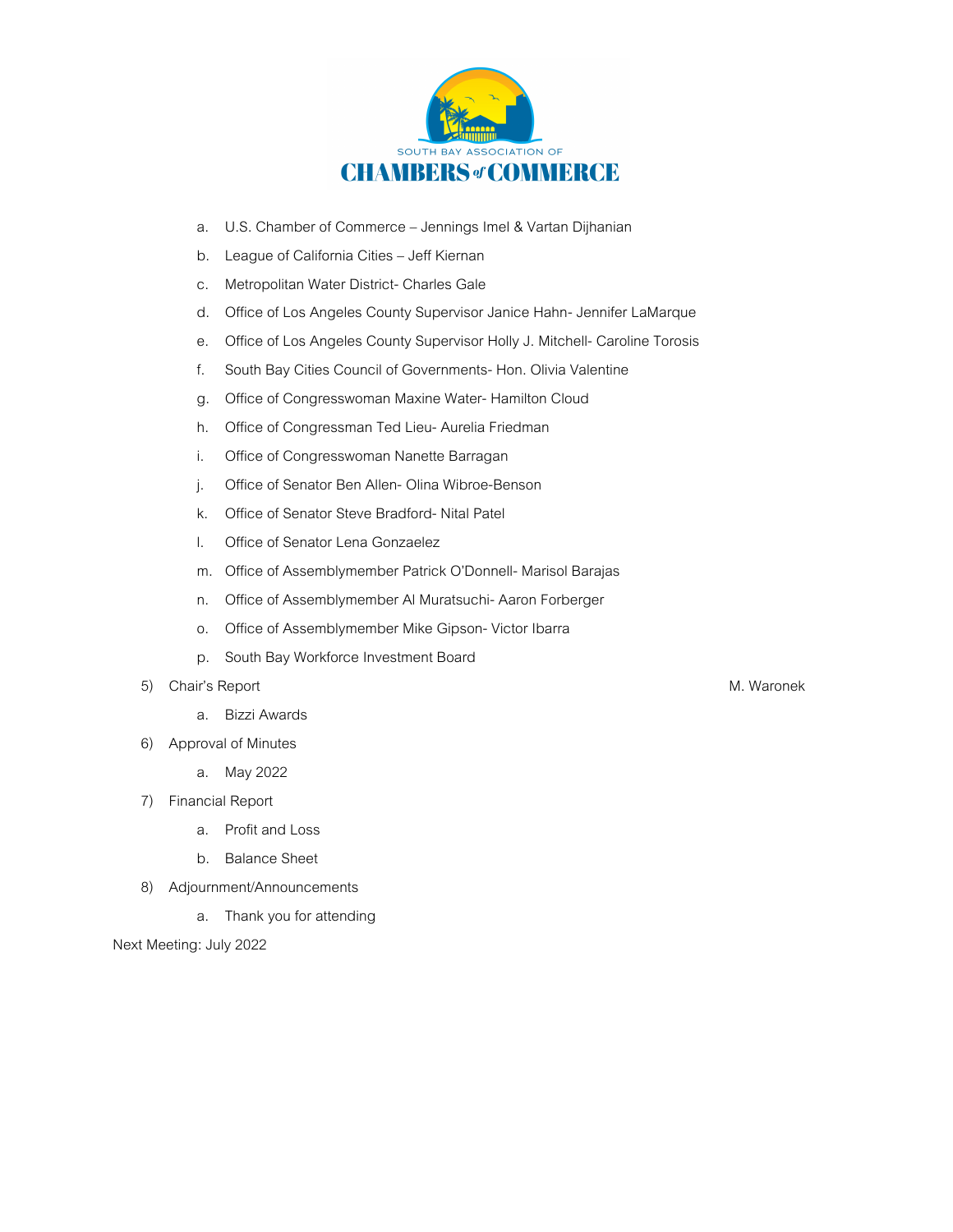SOUTH BAY ASSOCIATION OF CHAMBERS of COMMERCE

a. U.S. Chamber of Commerce – Jennings Imel & Vartan Dijhanian
b. League of California Cities – Jeff Kiernan
c. Metropolitan Water District- Charles Gale
d. Office of Los Angeles County Supervisor Janice Hahn- Jennifer LaMarque
e. Office of Los Angeles County Supervisor Holly J. Mitchell- Caroline Torosis
f. South Bay Cities Council of Governments- Hon. Olivia Valentine
g. Office of Congresswoman Maxine Water- Hamilton Cloud
h. Office of Congressman Ted Lieu- Aurelia Friedman
i. Office of Congresswoman Nanette Barragan
j. Office of Senator Ben Allen- Olina Wibroe-Benson
k. Office of Senator Steve Bradford- Nital Patel
l. Office of Senator Lena Gonzaelez
m. Office of Assemblymember Patrick O'Donnell- Marisol Barajas
n. Office of Assemblymember Al Muratsuchi- Aaron Forberger
o. Office of Assemblymember Mike Gipson- Victor Ibarra
p. South Bay Workforce Investment Board

5) Chair's Report — M. Waronek
   a. Bizzi Awards
6) Approval of Minutes
   a. May 2022
7) Financial Report
   a. Profit and Loss
   b. Balance Sheet
8) Adjournment/Announcements
   a. Thank you for attending

Next Meeting: July 2022